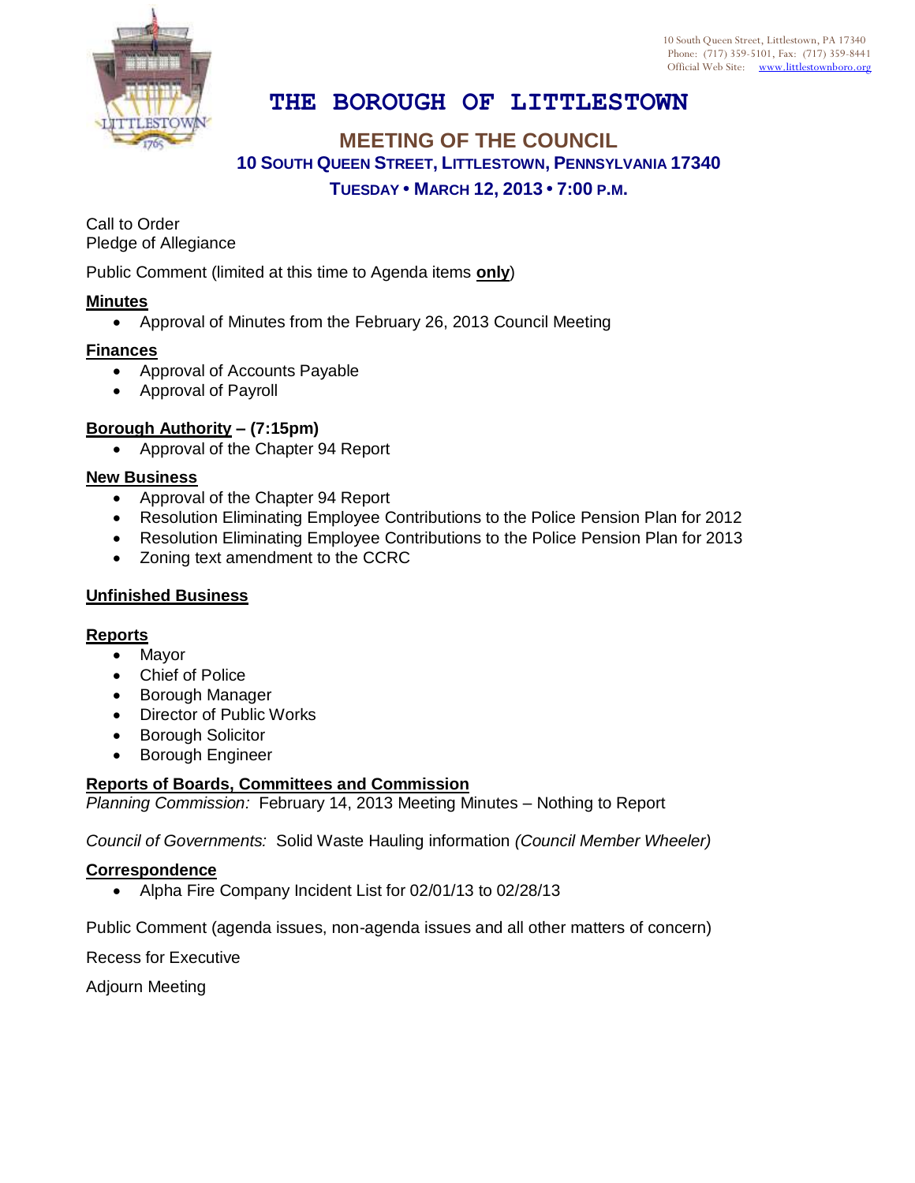10 South Queen Street, Littlestown, PA 17340
Phone: (717) 359-5101, Fax: (717) 359-8441
Official Web Site: www.littlestownboro.org

# THE BOROUGH OF LITTLESTOWN

## MEETING OF THE COUNCIL

### 10 SOUTH QUEEN STREET, LITTLESTOWN, PENNSYLVANIA 17340

### TUESDAY • MARCH 12, 2013 • 7:00 P.M.

Call to Order
Pledge of Allegiance

Public Comment (limited at this time to Agenda items **only**)

**Minutes**

- Approval of Minutes from the February 26, 2013 Council Meeting

**Finances**

- Approval of Accounts Payable
- Approval of Payroll

**Borough Authority – (7:15pm)**

- Approval of the Chapter 94 Report

**New Business**

- Approval of the Chapter 94 Report
- Resolution Eliminating Employee Contributions to the Police Pension Plan for 2012
- Resolution Eliminating Employee Contributions to the Police Pension Plan for 2013
- Zoning text amendment to the CCRC

**Unfinished Business**

**Reports**

- Mayor
- Chief of Police
- Borough Manager
- Director of Public Works
- Borough Solicitor
- Borough Engineer

**Reports of Boards, Committees and Commission**

*Planning Commission:* February 14, 2013 Meeting Minutes – Nothing to Report

*Council of Governments:* Solid Waste Hauling information *(Council Member Wheeler)*

**Correspondence**

- Alpha Fire Company Incident List for 02/01/13 to 02/28/13

Public Comment (agenda issues, non-agenda issues and all other matters of concern)

Recess for Executive

Adjourn Meeting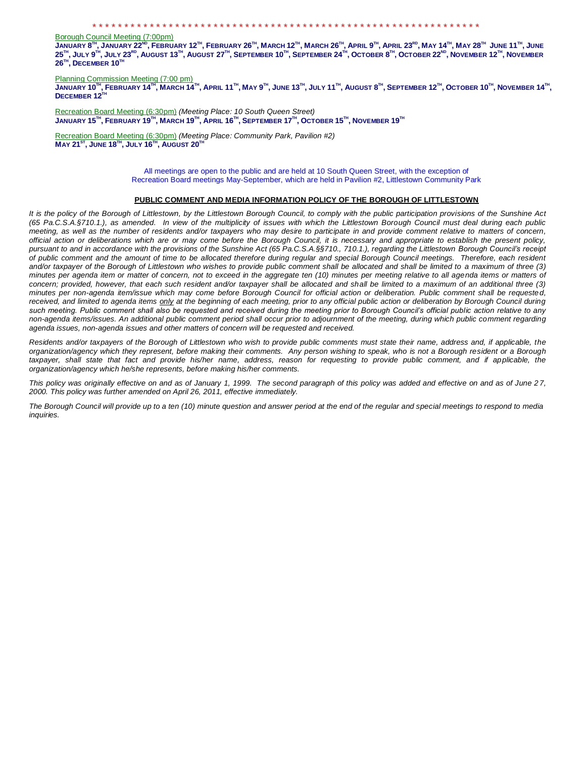\* \* \* \* \* \* \* \* \* \* \* \* \* \* \* \* \* \* \* \* \* \* \* \* \* \* \* \* \* \* \* \* \* \* \* \* \* \* \* \* \* \* \* \* \* \* \* \* \* \* \* \* \* \* \* \* \* \* \* \* \* \* \*

Borough Council Meeting (7:00pm)
**January 8th, January 22nd, February 12th, February 26th, March 12th, March 26th, April 9th, April 23rd, May 14th, May 28th June 11th, June 25th, July 9th, July 23rd, August 13th, August 27th, September 10th, September 24th, October 8th, October 22nd, November 12th, November 26th, December 10th**

Planning Commission Meeting (7:00 pm)
**January 10th, February 14th, March 14th, April 11th, May 9th, June 13th, July 11th, August 8th, September 12th, October 10th, November 14th, December 12th**

Recreation Board Meeting (6:30pm) *(Meeting Place: 10 South Queen Street)*
**January 15th, February 19th, March 19th, April 16th, September 17th, October 15th, November 19th**

Recreation Board Meeting (6:30pm) *(Meeting Place: Community Park, Pavilion #2)*
**May 21st, June 18th, July 16th, August 20th**

All meetings are open to the public and are held at 10 South Queen Street, with the exception of Recreation Board meetings May-September, which are held in Pavilion #2, Littlestown Community Park

## PUBLIC COMMENT AND MEDIA INFORMATION POLICY OF THE BOROUGH OF LITTLESTOWN

*It is the policy of the Borough of Littlestown, by the Littlestown Borough Council, to comply with the public participation provisions of the Sunshine Act (65 Pa.C.S.A.§710.1.), as amended. In view of the multiplicity of issues with which the Littlestown Borough Council must deal during each public meeting, as well as the number of residents and/or taxpayers who may desire to participate in and provide comment relative to matters of concern, official action or deliberations which are or may come before the Borough Council, it is necessary and appropriate to establish the present policy, pursuant to and in accordance with the provisions of the Sunshine Act (65 Pa.C.S.A.§§710., 710.1.), regarding the Littlestown Borough Council's receipt of public comment and the amount of time to be allocated therefore during regular and special Borough Council meetings. Therefore, each resident and/or taxpayer of the Borough of Littlestown who wishes to provide public comment shall be allocated and shall be limited to a maximum of three (3) minutes per agenda item or matter of concern, not to exceed in the aggregate ten (10) minutes per meeting relative to all agenda items or matters of concern; provided, however, that each such resident and/or taxpayer shall be allocated and shall be limited to a maximum of an additional three (3) minutes per non-agenda item/issue which may come before Borough Council for official action or deliberation. Public comment shall be requested, received, and limited to agenda items only at the beginning of each meeting, prior to any official public action or deliberation by Borough Council during such meeting. Public comment shall also be requested and received during the meeting prior to Borough Council's official public action relative to any non-agenda items/issues. An additional public comment period shall occur prior to adjournment of the meeting, during which public comment regarding agenda issues, non-agenda issues and other matters of concern will be requested and received.*

*Residents and/or taxpayers of the Borough of Littlestown who wish to provide public comments must state their name, address and, if applicable, the organization/agency which they represent, before making their comments. Any person wishing to speak, who is not a Borough resident or a Borough taxpayer, shall state that fact and provide his/her name, address, reason for requesting to provide public comment, and if applicable, the organization/agency which he/she represents, before making his/her comments.*

*This policy was originally effective on and as of January 1, 1999. The second paragraph of this policy was added and effective on and as of June 27, 2000. This policy was further amended on April 26, 2011, effective immediately.*

*The Borough Council will provide up to a ten (10) minute question and answer period at the end of the regular and special meetings to respond to media inquiries.*